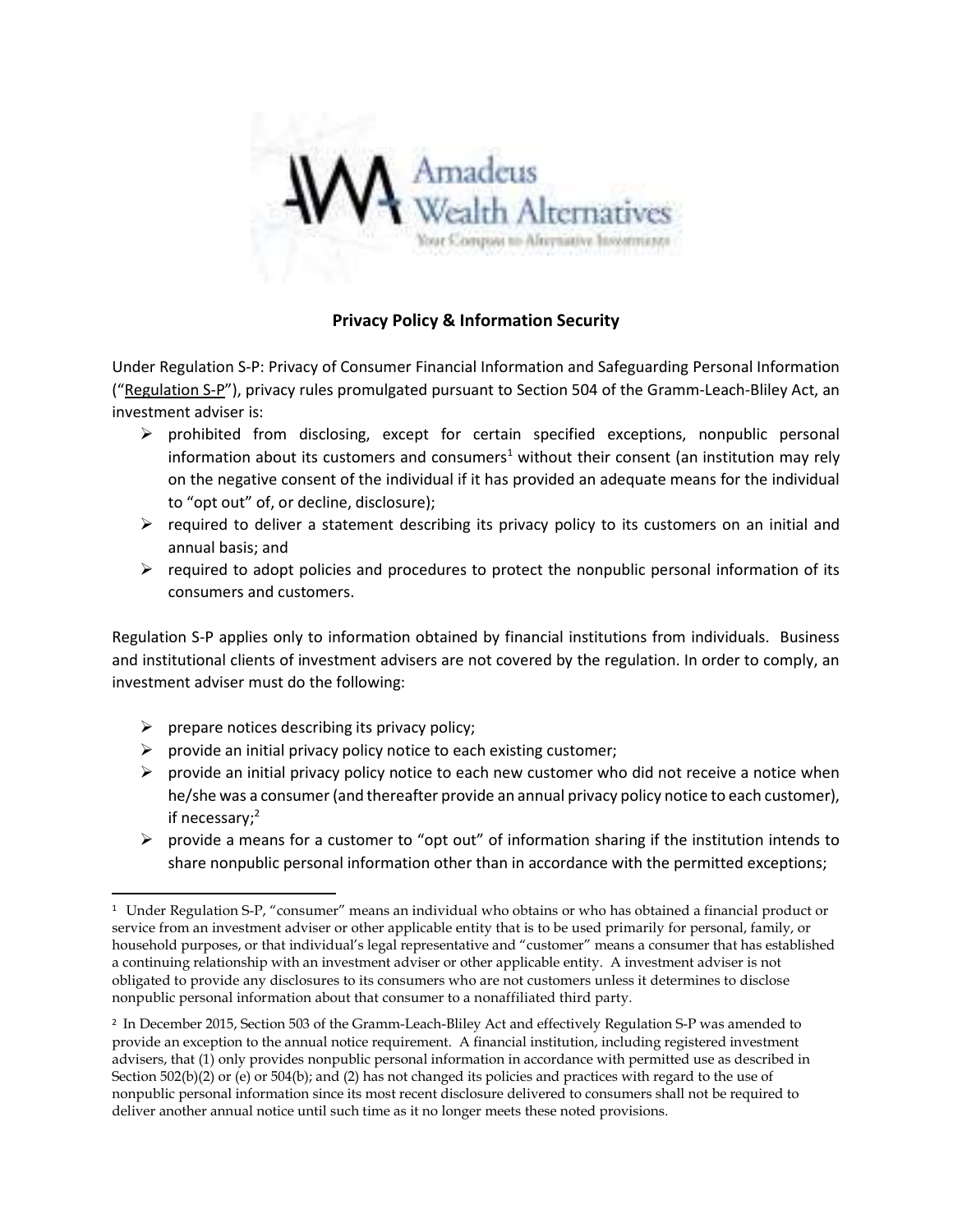Amadeus Wealth Alternatives

Your Compass to Alternative Investments

## Privacy Policy & Information Security

Under Regulation S-P: Privacy of Consumer Financial Information and Safeguarding Personal Information ("Regulation S-P"), privacy rules promulgated pursuant to Section 504 of the Gramm-Leach-Bliley Act, an investment adviser is:

- prohibited from disclosing, except for certain specified exceptions, nonpublic personal information about its customers and consumers[1] without their consent (an institution may rely on the negative consent of the individual if it has provided an adequate means for the individual to "opt out" of, or decline, disclosure);
- required to deliver a statement describing its privacy policy to its customers on an initial and annual basis; and
- required to adopt policies and procedures to protect the nonpublic personal information of its consumers and customers.

Regulation S-P applies only to information obtained by financial institutions from individuals. Business and institutional clients of investment advisers are not covered by the regulation. In order to comply, an investment adviser must do the following:

- prepare notices describing its privacy policy;
- provide an initial privacy policy notice to each existing customer;
- provide an initial privacy policy notice to each new customer who did not receive a notice when he/she was a consumer (and thereafter provide an annual privacy policy notice to each customer), if necessary;[2]
- provide a means for a customer to "opt out" of information sharing if the institution intends to share nonpublic personal information other than in accordance with the permitted exceptions;

---

[1] Under Regulation S-P, "consumer" means an individual who obtains or who has obtained a financial product or service from an investment adviser or other applicable entity that is to be used primarily for personal, family, or household purposes, or that individual's legal representative and "customer" means a consumer that has established a continuing relationship with an investment adviser or other applicable entity. A investment adviser is not obligated to provide any disclosures to its consumers who are not customers unless it determines to disclose nonpublic personal information about that consumer to a nonaffiliated third party.

[2] In December 2015, Section 503 of the Gramm-Leach-Bliley Act and effectively Regulation S-P was amended to provide an exception to the annual notice requirement. A financial institution, including registered investment advisers, that (1) only provides nonpublic personal information in accordance with permitted use as described in Section 502(b)(2) or (e) or 504(b); and (2) has not changed its policies and practices with regard to the use of nonpublic personal information since its most recent disclosure delivered to consumers shall not be required to deliver another annual notice until such time as it no longer meets these noted provisions.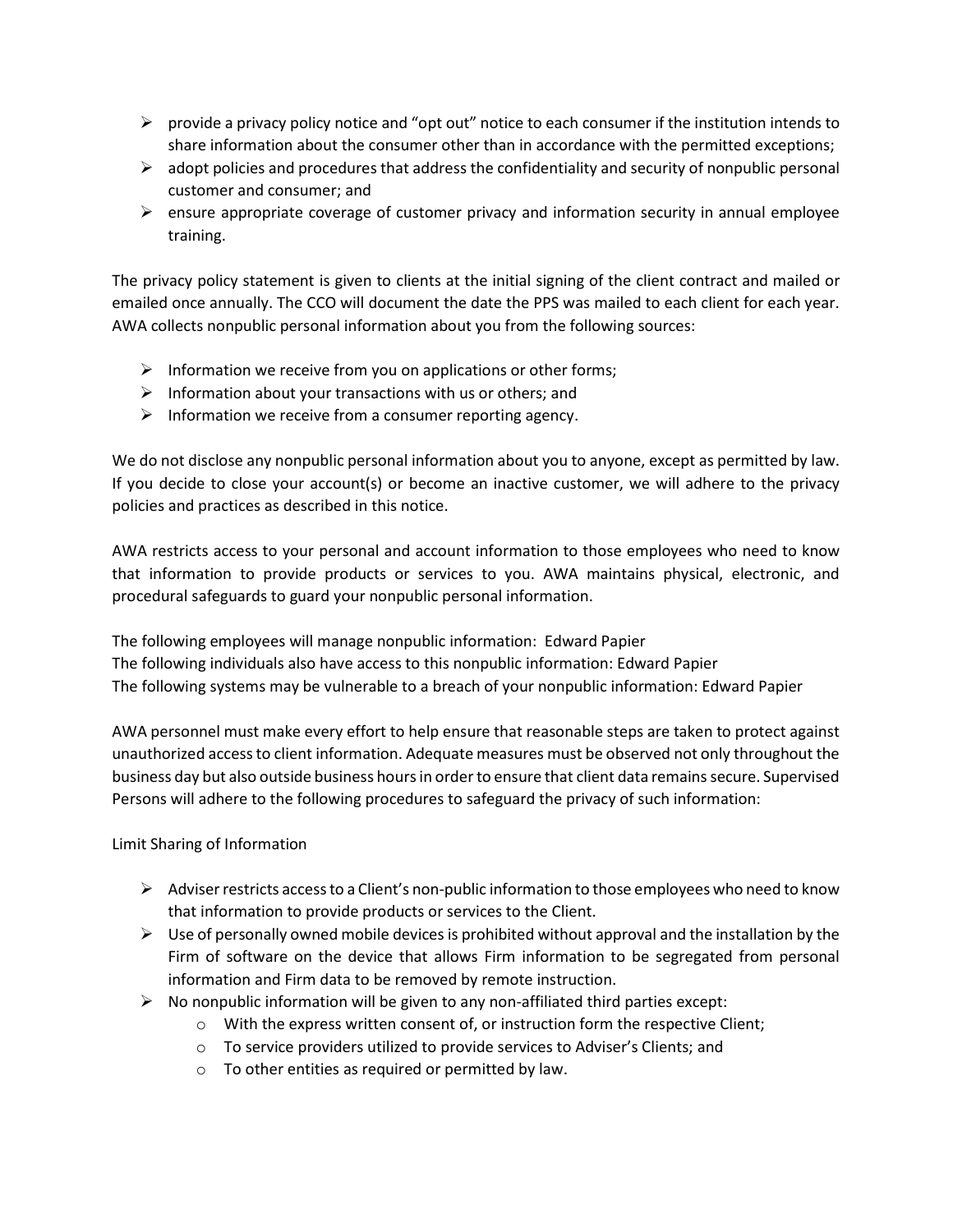- provide a privacy policy notice and "opt out" notice to each consumer if the institution intends to share information about the consumer other than in accordance with the permitted exceptions;
- adopt policies and procedures that address the confidentiality and security of nonpublic personal customer and consumer; and
- ensure appropriate coverage of customer privacy and information security in annual employee training.

The privacy policy statement is given to clients at the initial signing of the client contract and mailed or emailed once annually. The CCO will document the date the PPS was mailed to each client for each year. AWA collects nonpublic personal information about you from the following sources:

- Information we receive from you on applications or other forms;
- Information about your transactions with us or others; and
- Information we receive from a consumer reporting agency.

We do not disclose any nonpublic personal information about you to anyone, except as permitted by law. If you decide to close your account(s) or become an inactive customer, we will adhere to the privacy policies and practices as described in this notice.

AWA restricts access to your personal and account information to those employees who need to know that information to provide products or services to you. AWA maintains physical, electronic, and procedural safeguards to guard your nonpublic personal information.

The following employees will manage nonpublic information: Edward Papier
The following individuals also have access to this nonpublic information: Edward Papier
The following systems may be vulnerable to a breach of your nonpublic information: Edward Papier

AWA personnel must make every effort to help ensure that reasonable steps are taken to protect against unauthorized access to client information. Adequate measures must be observed not only throughout the business day but also outside business hours in order to ensure that client data remains secure. Supervised Persons will adhere to the following procedures to safeguard the privacy of such information:

Limit Sharing of Information

- Adviser restricts access to a Client's non-public information to those employees who need to know that information to provide products or services to the Client.
- Use of personally owned mobile devices is prohibited without approval and the installation by the Firm of software on the device that allows Firm information to be segregated from personal information and Firm data to be removed by remote instruction.
- No nonpublic information will be given to any non-affiliated third parties except:
    - With the express written consent of, or instruction form the respective Client;
    - To service providers utilized to provide services to Adviser's Clients; and
    - To other entities as required or permitted by law.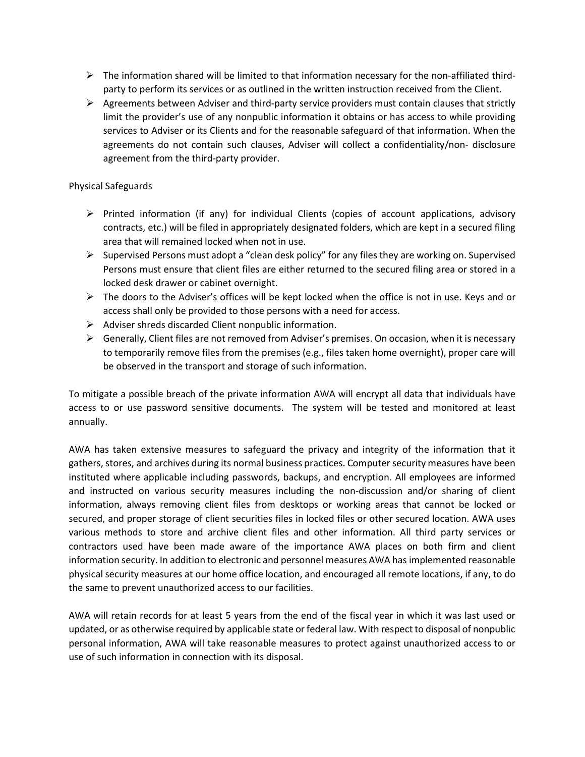- The information shared will be limited to that information necessary for the non-affiliated third-party to perform its services or as outlined in the written instruction received from the Client.
- Agreements between Adviser and third-party service providers must contain clauses that strictly limit the provider's use of any nonpublic information it obtains or has access to while providing services to Adviser or its Clients and for the reasonable safeguard of that information. When the agreements do not contain such clauses, Adviser will collect a confidentiality/non- disclosure agreement from the third-party provider.

Physical Safeguards

- Printed information (if any) for individual Clients (copies of account applications, advisory contracts, etc.) will be filed in appropriately designated folders, which are kept in a secured filing area that will remained locked when not in use.
- Supervised Persons must adopt a "clean desk policy" for any files they are working on. Supervised Persons must ensure that client files are either returned to the secured filing area or stored in a locked desk drawer or cabinet overnight.
- The doors to the Adviser's offices will be kept locked when the office is not in use. Keys and or access shall only be provided to those persons with a need for access.
- Adviser shreds discarded Client nonpublic information.
- Generally, Client files are not removed from Adviser's premises. On occasion, when it is necessary to temporarily remove files from the premises (e.g., files taken home overnight), proper care will be observed in the transport and storage of such information.

To mitigate a possible breach of the private information AWA will encrypt all data that individuals have access to or use password sensitive documents. The system will be tested and monitored at least annually.

AWA has taken extensive measures to safeguard the privacy and integrity of the information that it gathers, stores, and archives during its normal business practices. Computer security measures have been instituted where applicable including passwords, backups, and encryption. All employees are informed and instructed on various security measures including the non-discussion and/or sharing of client information, always removing client files from desktops or working areas that cannot be locked or secured, and proper storage of client securities files in locked files or other secured location. AWA uses various methods to store and archive client files and other information. All third party services or contractors used have been made aware of the importance AWA places on both firm and client information security. In addition to electronic and personnel measures AWA has implemented reasonable physical security measures at our home office location, and encouraged all remote locations, if any, to do the same to prevent unauthorized access to our facilities.

AWA will retain records for at least 5 years from the end of the fiscal year in which it was last used or updated, or as otherwise required by applicable state or federal law. With respect to disposal of nonpublic personal information, AWA will take reasonable measures to protect against unauthorized access to or use of such information in connection with its disposal.